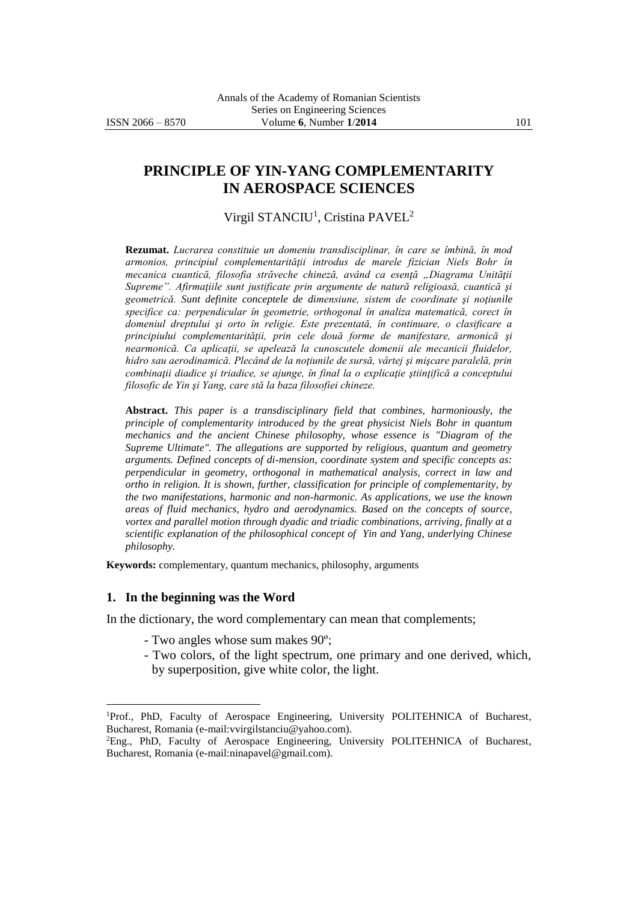# PRINCIPLE OF YIN-YANG COMPLEMENTARITY IN AEROSPACE SCIENCES

Virgil STANCIU[1], Cristina PAVEL[2]

**Rezumat.** *Lucrarea constituie un domeniu transdisciplinar, în care se îmbină, în mod armonios, principiul complementarităţii introdus de marele fizician Niels Bohr în mecanica cuantică, filosofia străveche chineză, având ca esenţă „Diagrama Unităţii Supreme". Afirmaţiile sunt justificate prin argumente de natură religioasă, cuantică şi geometrică. Sunt definite conceptele de dimensiune, sistem de coordonate şi noţiunile specifice ca: perpendicular în geometrie, orthogonal în analiza matematică, corect în domeniul dreptului şi orto în religie. Este prezentată, în continuare, o clasificare a principiului complementarităţii, prin cele două forme de manifestare, armonică şi nearmonică. Ca aplicaţii, se apelează la cunoscutele domenii ale mecanicii fluidelor, hidro sau aerodinamică. Plecând de la noţiunile de sursă, vârtej şi mişcare paralelă, prin combinaţii diadice şi triadice, se ajunge, în final la o explicaţie ştiinţifică a conceptului filosofic de Yin şi Yang, care stă la baza filosofiei chineze.*

**Abstract.** *This paper is a transdisciplinary field that combines, harmoniously, the principle of complementarity introduced by the great physicist Niels Bohr in quantum mechanics and the ancient Chinese philosophy, whose essence is "Diagram of the Supreme Ultimate". The allegations are supported by religious, quantum and geometry arguments. Defined concepts of di-mension, coordinate system and specific concepts as: perpendicular in geometry, orthogonal in mathematical analysis, correct in law and ortho in religion. It is shown, further, classification for principle of complementarity, by the two manifestations, harmonic and non-harmonic. As applications, we use the known areas of fluid mechanics, hydro and aerodynamics. Based on the concepts of source, vortex and parallel motion through dyadic and triadic combinations, arriving, finally at a scientific explanation of the philosophical concept of Yin and Yang, underlying Chinese philosophy.*

**Keywords:** complementary, quantum mechanics, philosophy, arguments

## 1. In the beginning was the Word

In the dictionary, the word complementary can mean that complements;

- Two angles whose sum makes 90º;
- Two colors, of the light spectrum, one primary and one derived, which, by superposition, give white color, the light.

---

[1]Prof., PhD, Faculty of Aerospace Engineering, University POLITEHNICA of Bucharest, Bucharest, Romania (e-mail:vvirgilstanciu@yahoo.com).

[2]Eng., PhD, Faculty of Aerospace Engineering, University POLITEHNICA of Bucharest, Bucharest, Romania (e-mail:ninapavel@gmail.com).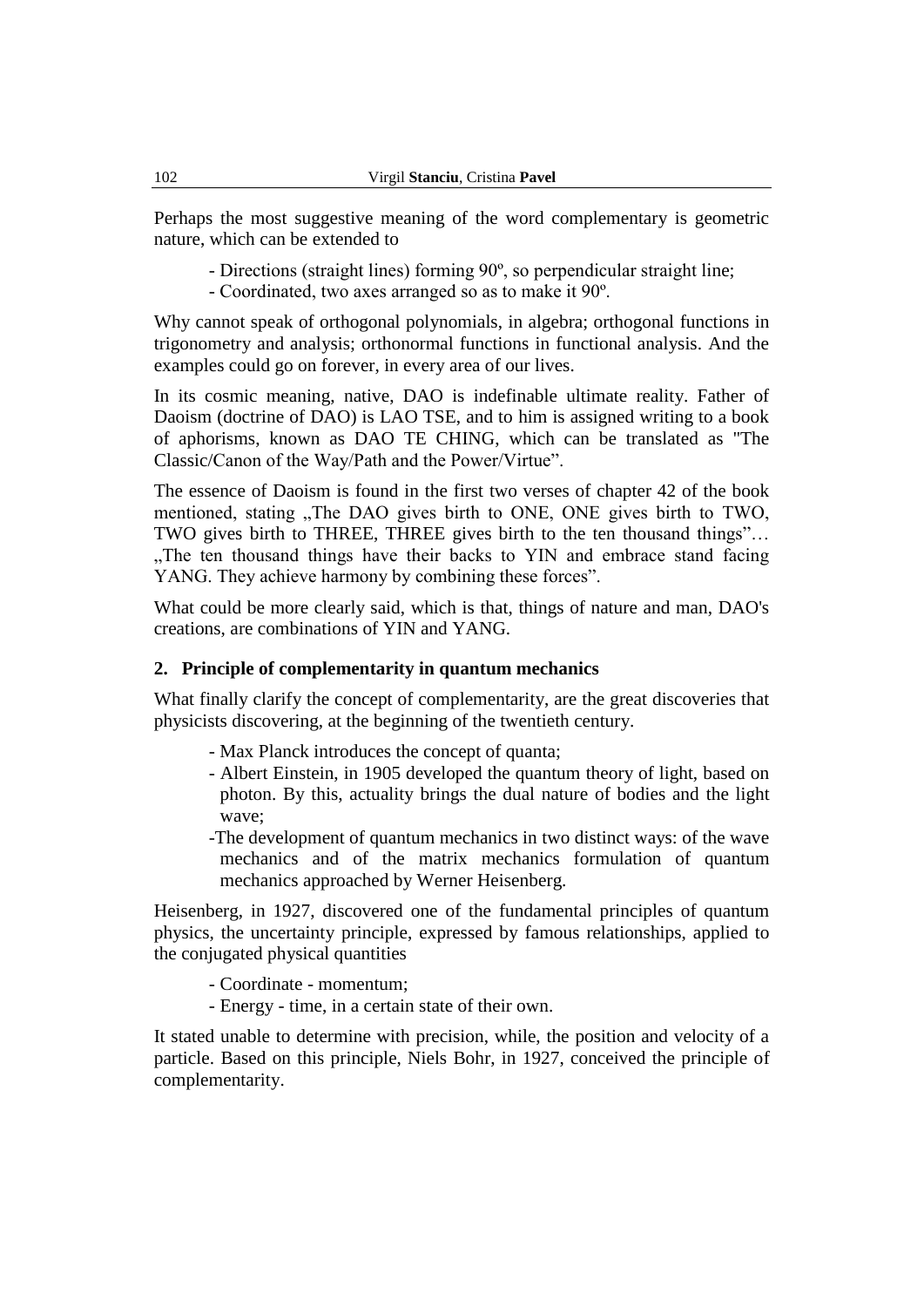Perhaps the most suggestive meaning of the word complementary is geometric nature, which can be extended to

- Directions (straight lines) forming 90º, so perpendicular straight line;
- Coordinated, two axes arranged so as to make it 90º.

Why cannot speak of orthogonal polynomials, in algebra; orthogonal functions in trigonometry and analysis; orthonormal functions in functional analysis. And the examples could go on forever, in every area of our lives.

In its cosmic meaning, native, DAO is indefinable ultimate reality. Father of Daoism (doctrine of DAO) is LAO TSE, and to him is assigned writing to a book of aphorisms, known as DAO TE CHING, which can be translated as "The Classic/Canon of the Way/Path and the Power/Virtue".

The essence of Daoism is found in the first two verses of chapter 42 of the book mentioned, stating „The DAO gives birth to ONE, ONE gives birth to TWO, TWO gives birth to THREE, THREE gives birth to the ten thousand things"… „The ten thousand things have their backs to YIN and embrace stand facing YANG. They achieve harmony by combining these forces".

What could be more clearly said, which is that, things of nature and man, DAO's creations, are combinations of YIN and YANG.

## 2. Principle of complementarity in quantum mechanics

What finally clarify the concept of complementarity, are the great discoveries that physicists discovering, at the beginning of the twentieth century.

- Max Planck introduces the concept of quanta;
- Albert Einstein, in 1905 developed the quantum theory of light, based on photon. By this, actuality brings the dual nature of bodies and the light wave;
- The development of quantum mechanics in two distinct ways: of the wave mechanics and of the matrix mechanics formulation of quantum mechanics approached by Werner Heisenberg.

Heisenberg, in 1927, discovered one of the fundamental principles of quantum physics, the uncertainty principle, expressed by famous relationships, applied to the conjugated physical quantities

- Coordinate - momentum;
- Energy - time, in a certain state of their own.

It stated unable to determine with precision, while, the position and velocity of a particle. Based on this principle, Niels Bohr, in 1927, conceived the principle of complementarity.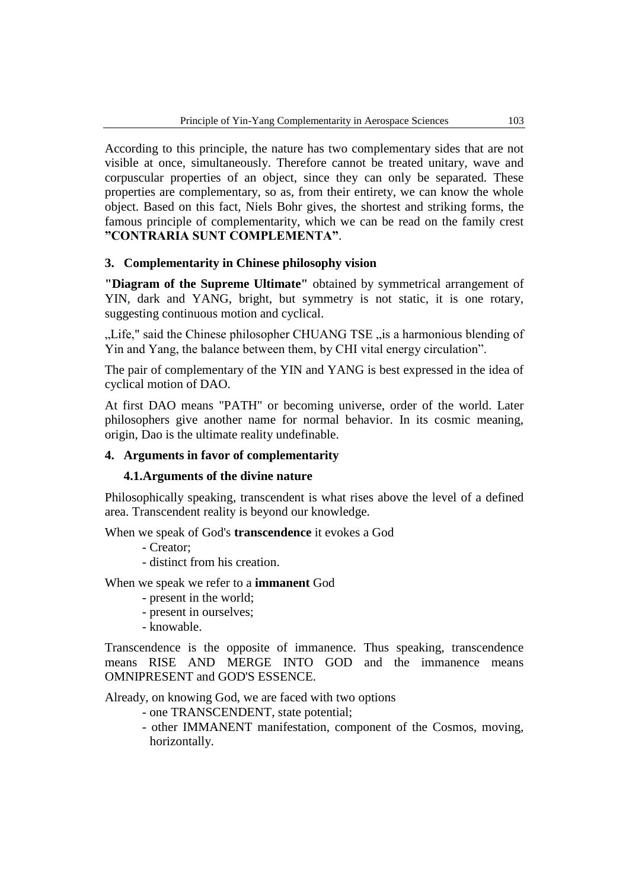According to this principle, the nature has two complementary sides that are not visible at once, simultaneously. Therefore cannot be treated unitary, wave and corpuscular properties of an object, since they can only be separated. These properties are complementary, so as, from their entirety, we can know the whole object. Based on this fact, Niels Bohr gives, the shortest and striking forms, the famous principle of complementarity, which we can be read on the family crest **"CONTRARIA SUNT COMPLEMENTA"**.

## 3. Complementarity in Chinese philosophy vision

**"Diagram of the Supreme Ultimate"** obtained by symmetrical arrangement of YIN, dark and YANG, bright, but symmetry is not static, it is one rotary, suggesting continuous motion and cyclical.

„Life," said the Chinese philosopher CHUANG TSE „is a harmonious blending of Yin and Yang, the balance between them, by CHI vital energy circulation".

The pair of complementary of the YIN and YANG is best expressed in the idea of cyclical motion of DAO.

At first DAO means "PATH" or becoming universe, order of the world. Later philosophers give another name for normal behavior. In its cosmic meaning, origin, Dao is the ultimate reality undefinable.

## 4. Arguments in favor of complementarity

### 4.1. Arguments of the divine nature

Philosophically speaking, transcendent is what rises above the level of a defined area. Transcendent reality is beyond our knowledge.

When we speak of God's **transcendence** it evokes a God

- Creator;
- distinct from his creation.

When we speak we refer to a **immanent** God

- present in the world;
- present in ourselves;
- knowable.

Transcendence is the opposite of immanence. Thus speaking, transcendence means RISE AND MERGE INTO GOD and the immanence means OMNIPRESENT and GOD'S ESSENCE.

Already, on knowing God, we are faced with two options

- one TRANSCENDENT, state potential;
- other IMMANENT manifestation, component of the Cosmos, moving, horizontally.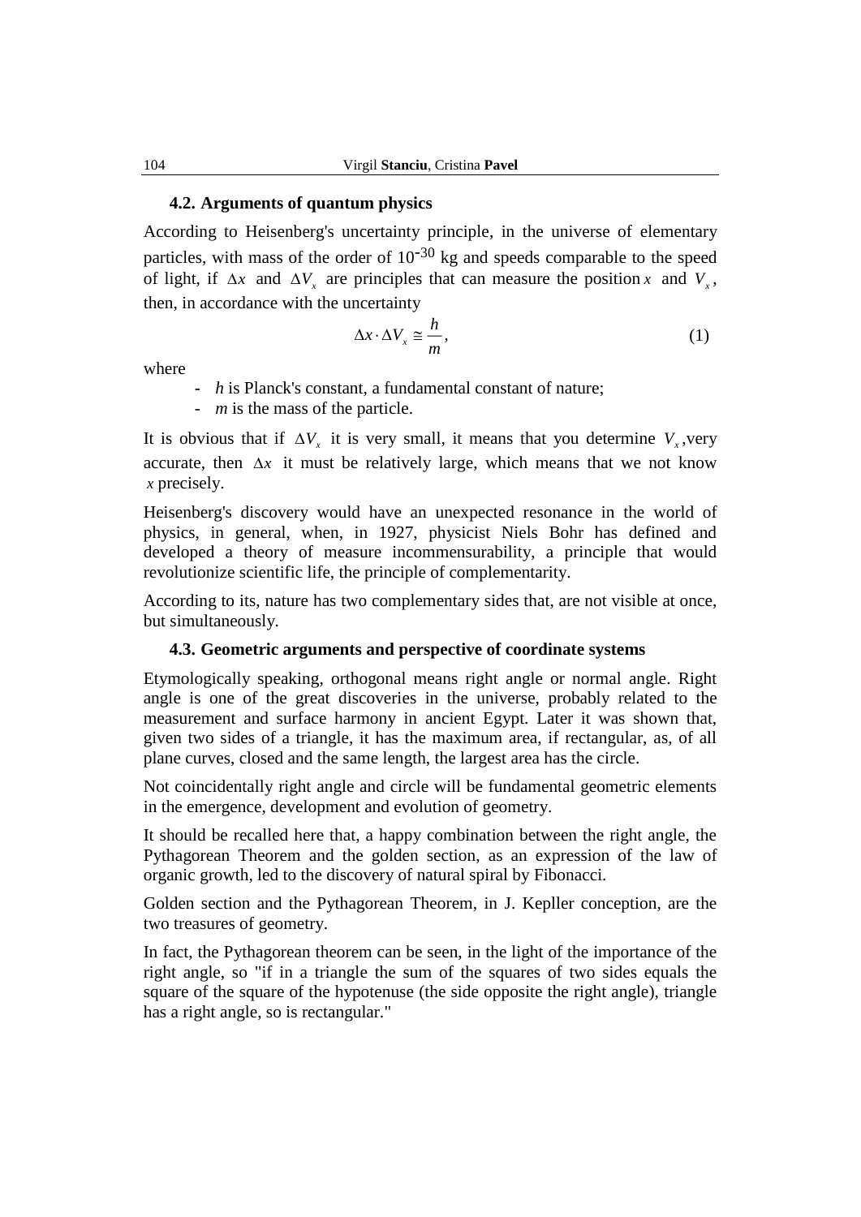### 4.2. Arguments of quantum physics

According to Heisenberg's uncertainty principle, in the universe of elementary particles, with mass of the order of $10^{-30}$ kg and speeds comparable to the speed of light, if $\Delta x$ and $\Delta V_x$ are principles that can measure the position $x$ and $V_x$, then, in accordance with the uncertainty

$$\Delta x \cdot \Delta V_x \cong \frac{h}{m}, \tag{1}$$

where

- $h$ is Planck's constant, a fundamental constant of nature;
- $m$ is the mass of the particle.

It is obvious that if $\Delta V_x$ it is very small, it means that you determine $V_x$,very accurate, then $\Delta x$ it must be relatively large, which means that we not know $x$ precisely.

Heisenberg's discovery would have an unexpected resonance in the world of physics, in general, when, in 1927, physicist Niels Bohr has defined and developed a theory of measure incommensurability, a principle that would revolutionize scientific life, the principle of complementarity.

According to its, nature has two complementary sides that, are not visible at once, but simultaneously.

### 4.3. Geometric arguments and perspective of coordinate systems

Etymologically speaking, orthogonal means right angle or normal angle. Right angle is one of the great discoveries in the universe, probably related to the measurement and surface harmony in ancient Egypt. Later it was shown that, given two sides of a triangle, it has the maximum area, if rectangular, as, of all plane curves, closed and the same length, the largest area has the circle.

Not coincidentally right angle and circle will be fundamental geometric elements in the emergence, development and evolution of geometry.

It should be recalled here that, a happy combination between the right angle, the Pythagorean Theorem and the golden section, as an expression of the law of organic growth, led to the discovery of natural spiral by Fibonacci.

Golden section and the Pythagorean Theorem, in J. Kepller conception, are the two treasures of geometry.

In fact, the Pythagorean theorem can be seen, in the light of the importance of the right angle, so "if in a triangle the sum of the squares of two sides equals the square of the square of the hypotenuse (the side opposite the right angle), triangle has a right angle, so is rectangular."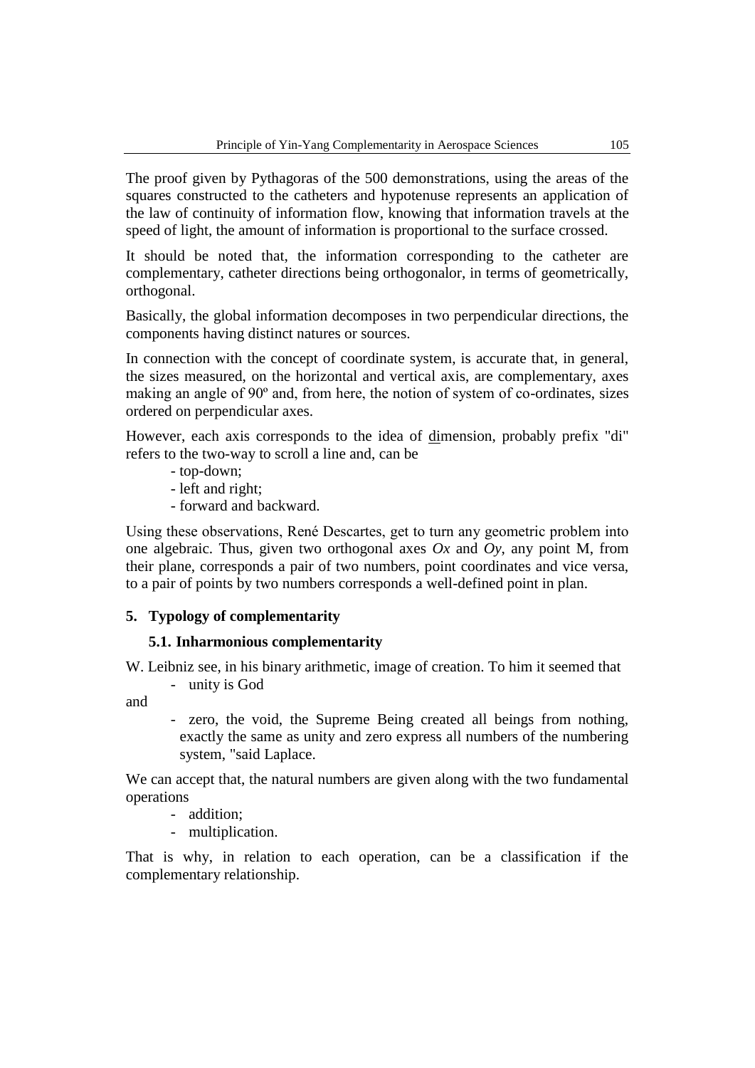The proof given by Pythagoras of the 500 demonstrations, using the areas of the squares constructed to the catheters and hypotenuse represents an application of the law of continuity of information flow, knowing that information travels at the speed of light, the amount of information is proportional to the surface crossed.

It should be noted that, the information corresponding to the catheter are complementary, catheter directions being orthogonalor, in terms of geometrically, orthogonal.

Basically, the global information decomposes in two perpendicular directions, the components having distinct natures or sources.

In connection with the concept of coordinate system, is accurate that, in general, the sizes measured, on the horizontal and vertical axis, are complementary, axes making an angle of 90º and, from here, the notion of system of co-ordinates, sizes ordered on perpendicular axes.

However, each axis corresponds to the idea of dimension, probably prefix "di" refers to the two-way to scroll a line and, can be

- top-down;
- left and right;
- forward and backward.

Using these observations, René Descartes, get to turn any geometric problem into one algebraic. Thus, given two orthogonal axes *Ox* and *Oy*, any point M, from their plane, corresponds a pair of two numbers, point coordinates and vice versa, to a pair of points by two numbers corresponds a well-defined point in plan.

## 5. Typology of complementarity

### 5.1. Inharmonious complementarity

W. Leibniz see, in his binary arithmetic, image of creation. To him it seemed that

- unity is God

and

- zero, the void, the Supreme Being created all beings from nothing, exactly the same as unity and zero express all numbers of the numbering system, "said Laplace.

We can accept that, the natural numbers are given along with the two fundamental operations

- addition;
- multiplication.

That is why, in relation to each operation, can be a classification if the complementary relationship.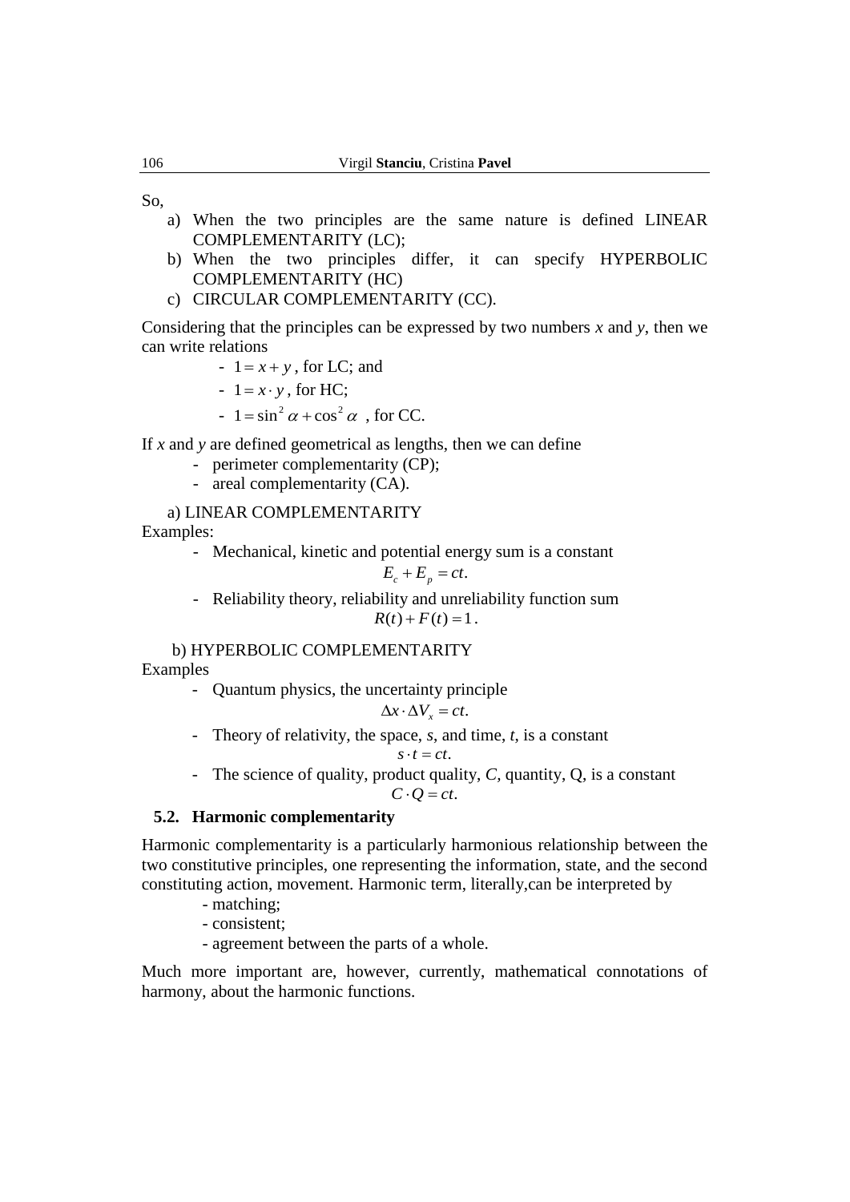So,

a) When the two principles are the same nature is defined LINEAR COMPLEMENTARITY (LC);
b) When the two principles differ, it can specify HYPERBOLIC COMPLEMENTARITY (HC)
c) CIRCULAR COMPLEMENTARITY (CC).

Considering that the principles can be expressed by two numbers $x$ and $y$, then we can write relations

- $1 = x + y$ , for LC; and
- $1 = x \cdot y$ , for HC;
- $1 = \sin^2 \alpha + \cos^2 \alpha$ , for CC.

If $x$ and $y$ are defined geometrical as lengths, then we can define

- perimeter complementarity (CP);
- areal complementarity (CA).

a) LINEAR COMPLEMENTARITY

Examples:

- Mechanical, kinetic and potential energy sum is a constant

$$E_c + E_p = ct.$$

- Reliability theory, reliability and unreliability function sum

$$R(t) + F(t) = 1.$$

b) HYPERBOLIC COMPLEMENTARITY

Examples

- Quantum physics, the uncertainty principle

$$\Delta x \cdot \Delta V_x = ct.$$

- Theory of relativity, the space, $s$, and time, $t$, is a constant

$$s \cdot t = ct.$$

- The science of quality, product quality, $C$, quantity, Q, is a constant

$$C \cdot Q = ct.$$

## 5.2. Harmonic complementarity

Harmonic complementarity is a particularly harmonious relationship between the two constitutive principles, one representing the information, state, and the second constituting action, movement. Harmonic term, literally,can be interpreted by

- matching;
- consistent;
- agreement between the parts of a whole.

Much more important are, however, currently, mathematical connotations of harmony, about the harmonic functions.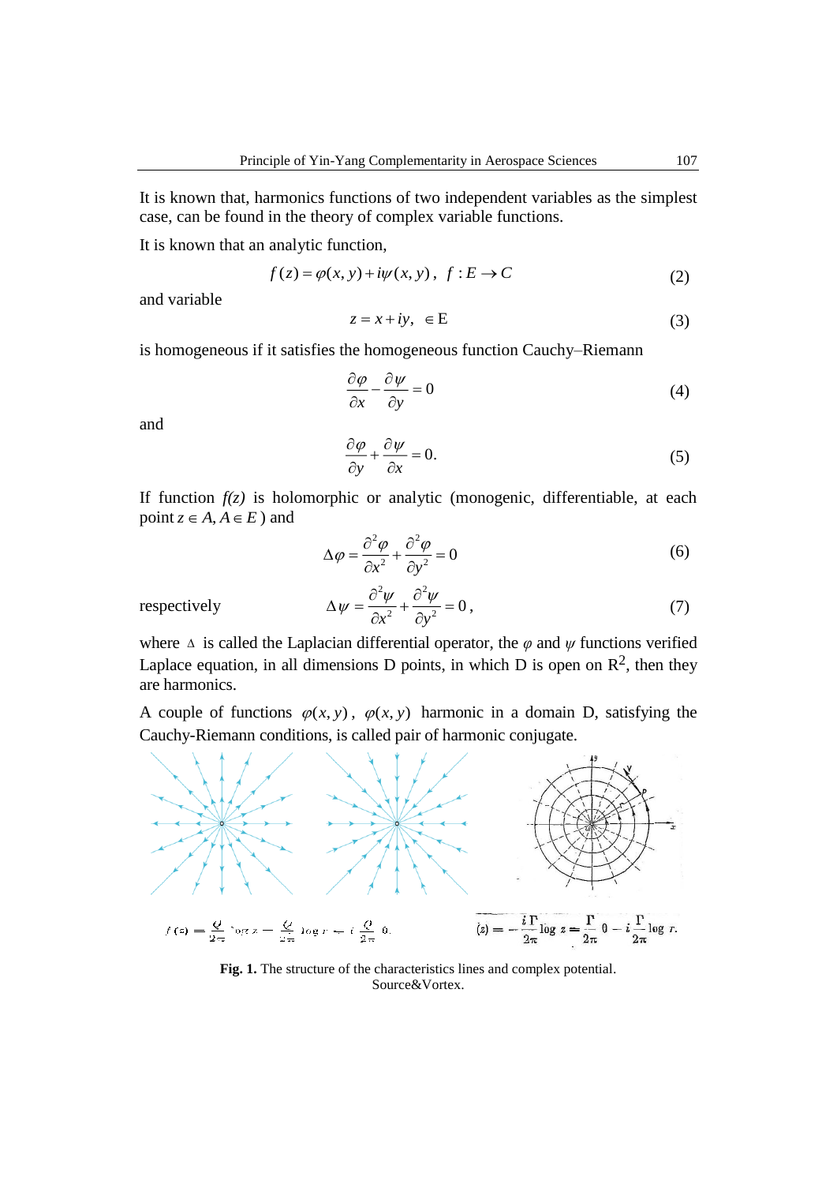It is known that, harmonics functions of two independent variables as the simplest case, can be found in the theory of complex variable functions.

It is known that an analytic function,

$$f(z) = \varphi(x, y) + i\psi(x, y), \; f : E \to C \tag{2}$$

and variable

$$z = x + iy, \; \in \mathrm{E} \tag{3}$$

is homogeneous if it satisfies the homogeneous function Cauchy–Riemann

$$\frac{\partial \varphi}{\partial x} - \frac{\partial \psi}{\partial y} = 0 \tag{4}$$

and

$$\frac{\partial \varphi}{\partial y} + \frac{\partial \psi}{\partial x} = 0. \tag{5}$$

If function *f(z)* is holomorphic or analytic (monogenic, differentiable, at each point $z \in A, A \in E$) and

$$\Delta \varphi = \frac{\partial^2 \varphi}{\partial x^2} + \frac{\partial^2 \varphi}{\partial y^2} = 0 \tag{6}$$

respectively

$$\Delta \psi = \frac{\partial^2 \psi}{\partial x^2} + \frac{\partial^2 \psi}{\partial y^2} = 0, \tag{7}$$

where $\Delta$ is called the Laplacian differential operator, the $\varphi$ and $\psi$ functions verified Laplace equation, in all dimensions D points, in which D is open on $R^2$, then they are harmonics.

A couple of functions $\varphi(x, y)$, $\varphi(x, y)$ harmonic in a domain D, satisfying the Cauchy-Riemann conditions, is called pair of harmonic conjugate.

$$f(z) = \frac{Q}{2\pi} \log z = \frac{Q}{2\pi} \log r + i \frac{Q}{2\pi} \theta.$$

$$(z) = -\frac{i\Gamma}{2\pi} \log z = \frac{\Gamma}{2\pi} \theta - i \frac{\Gamma}{2\pi} \log r.$$

**Fig. 1.** The structure of the characteristics lines and complex potential. Source&Vortex.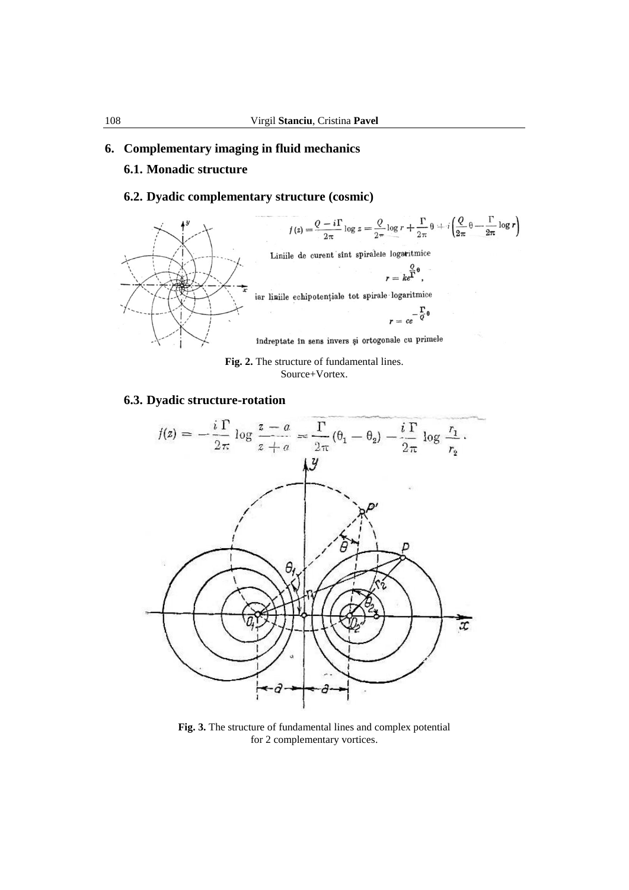# 6. Complementary imaging in fluid mechanics

## 6.1. Monadic structure

## 6.2. Dyadic complementary structure (cosmic)

$$f(z) = \frac{Q - i\Gamma}{2\pi} \log z = \frac{Q}{2\pi} \log r + \frac{\Gamma}{2\pi} \theta + i\left(\frac{Q}{2\pi}\theta - \frac{\Gamma}{2\pi} \log r\right)$$

Liniile de curent sînt spiralele logaritmice

$$r = ke^{\frac{Q}{\Gamma}\theta},$$

iar liniile echipotențiale tot spirale logaritmice

$$r = ce^{-\frac{\Gamma}{Q}\theta}$$

îndreptate în sens invers și ortogonale cu primele

**Fig. 2.** The structure of fundamental lines. Source+Vortex.

## 6.3. Dyadic structure-rotation

$$f(z) = -\frac{i\,\Gamma}{2\pi} \log \frac{z - a}{z + a} = \frac{\Gamma}{2\pi}(\theta_1 - \theta_2) - \frac{i\,\Gamma}{2\pi} \log \frac{r_1}{r_2}.$$

**Fig. 3.** The structure of fundamental lines and complex potential for 2 complementary vortices.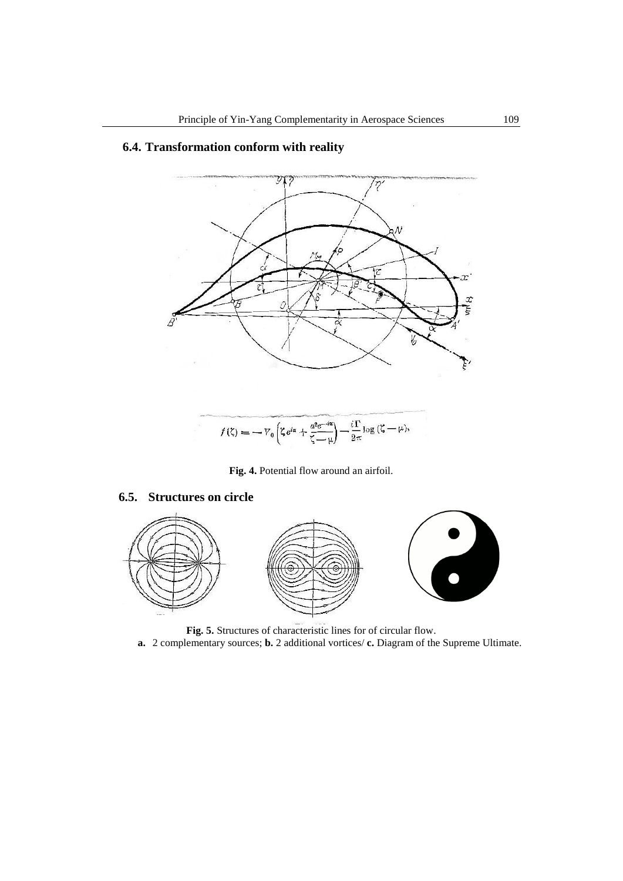## 6.4. Transformation conform with reality

$$f(\zeta) = -V_0\left(\zeta e^{i\alpha} + \frac{a^2 e^{-i\alpha}}{\zeta - \mu}\right) - \frac{i\Gamma}{2\pi}\log(\zeta - \mu),$$

**Fig. 4.** Potential flow around an airfoil.

## 6.5. Structures on circle

**Fig. 5.** Structures of characteristic lines for of circular flow.

**a.** 2 complementary sources; **b.** 2 additional vortices/ **c.** Diagram of the Supreme Ultimate.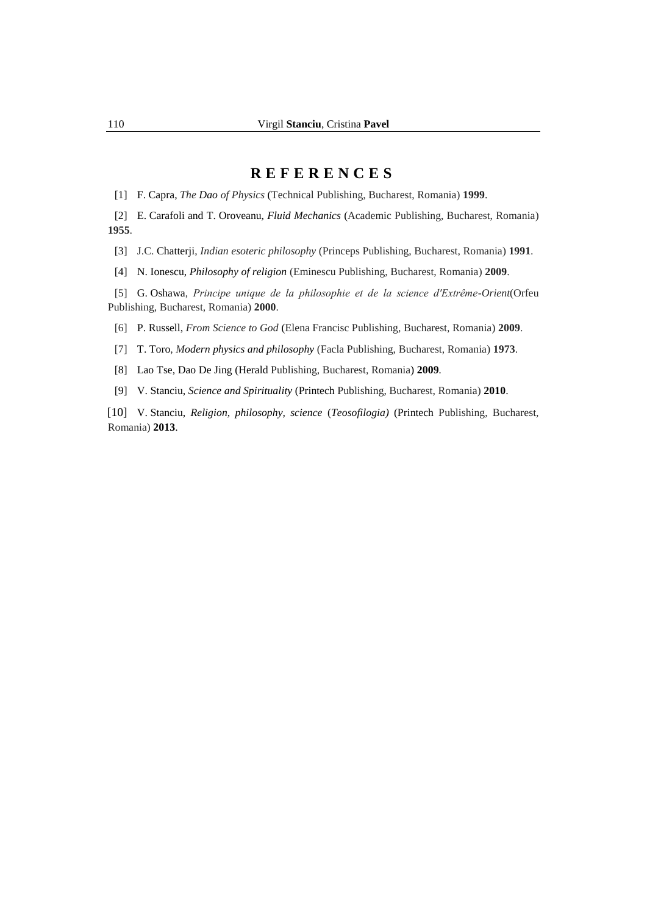# REFERENCES

[1] F. Capra, *The Dao of Physics* (Technical Publishing, Bucharest, Romania) **1999**.

[2] E. Carafoli and T. Oroveanu, *Fluid Mechanics* (Academic Publishing, Bucharest, Romania) **1955**.

[3] J.C. Chatterji, *Indian esoteric philosophy* (Princeps Publishing, Bucharest, Romania) **1991**.

[4] N. Ionescu, *Philosophy of religion* (Eminescu Publishing, Bucharest, Romania) **2009**.

[5] G. Oshawa, *Principe unique de la philosophie et de la science d'Extrême-Orient*(Orfeu Publishing, Bucharest, Romania) **2000**.

[6] P. Russell, *From Science to God* (Elena Francisc Publishing, Bucharest, Romania) **2009**.

[7] T. Toro, *Modern physics and philosophy* (Facla Publishing, Bucharest, Romania) **1973**.

[8] Lao Tse, Dao De Jing (Herald Publishing, Bucharest, Romania) **2009**.

[9] V. Stanciu, *Science and Spirituality* (Printech Publishing, Bucharest, Romania) **2010**.

[10] V. Stanciu, *Religion, philosophy, science* (*Teosofilogia)* (Printech Publishing, Bucharest, Romania) **2013**.